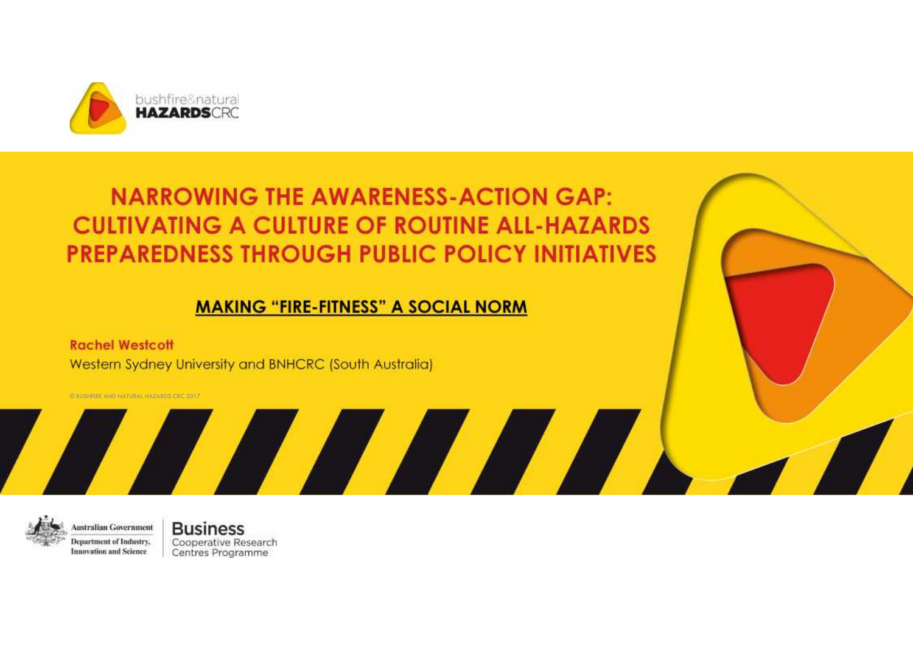bushfire&natural **HAZARDS**CRC

# NARROWING THE AWARENESS-ACTION GAP: CULTIVATING A CULTURE OF ROUTINE ALL-HAZARDS PREPAREDNESS THROUGH PUBLIC POLICY INITIATIVES

## MAKING "FIRE-FITNESS" A SOCIAL NORM

**Rachel Westcott**

Western Sydney University and BNHCRC (South Australia)

© BUSHFIRE AND NATURAL HAZARDS CRC 2017

Australian Government
Department of Industry, Innovation and Science

Business Cooperative Research Centres Programme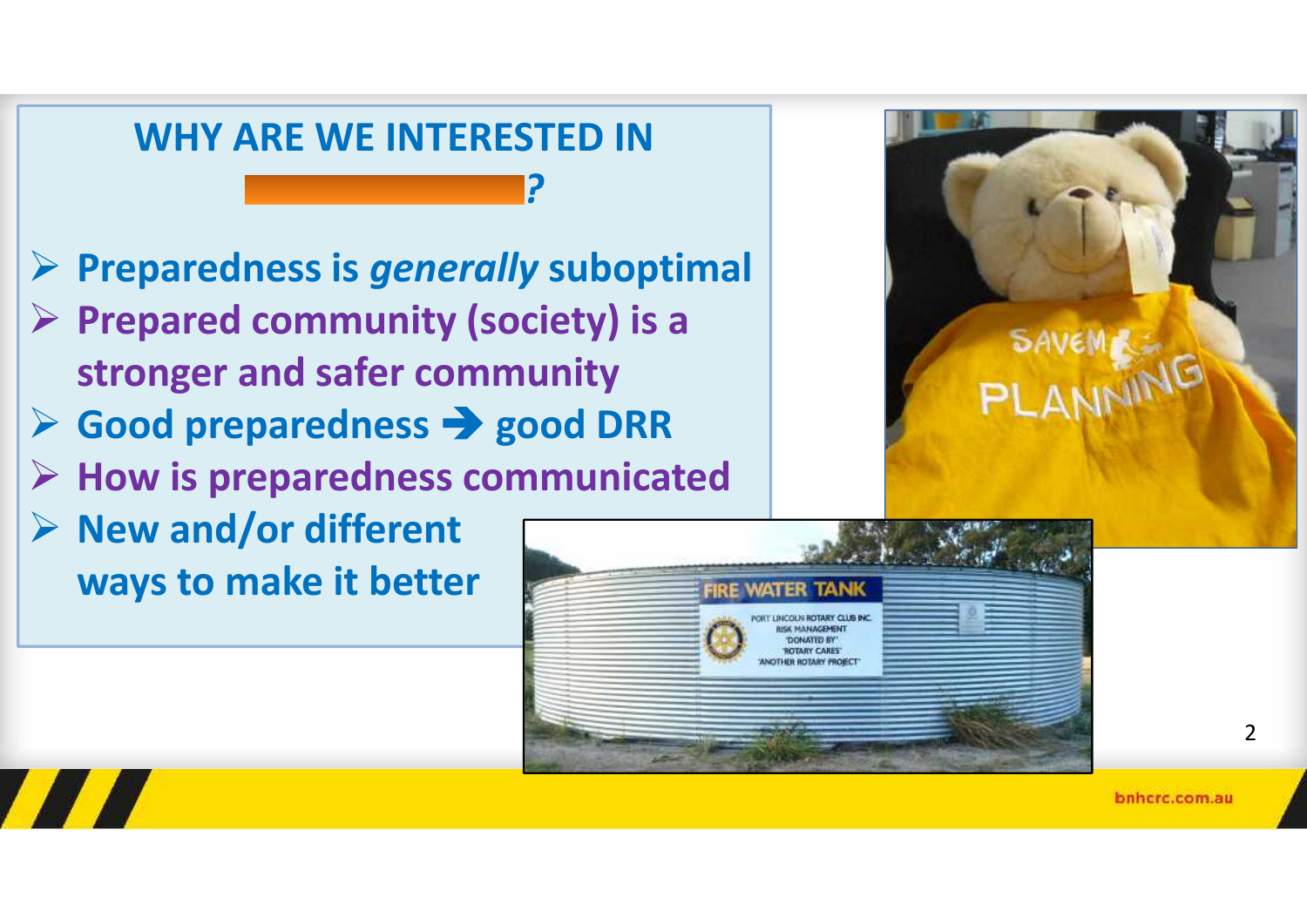## WHY ARE WE INTERESTED IN ?

- **Preparedness is *generally* suboptimal**
- **Prepared community (society) is a stronger and safer community**
- **Good preparedness → good DRR**
- **How is preparedness communicated**
- **New and/or different ways to make it better**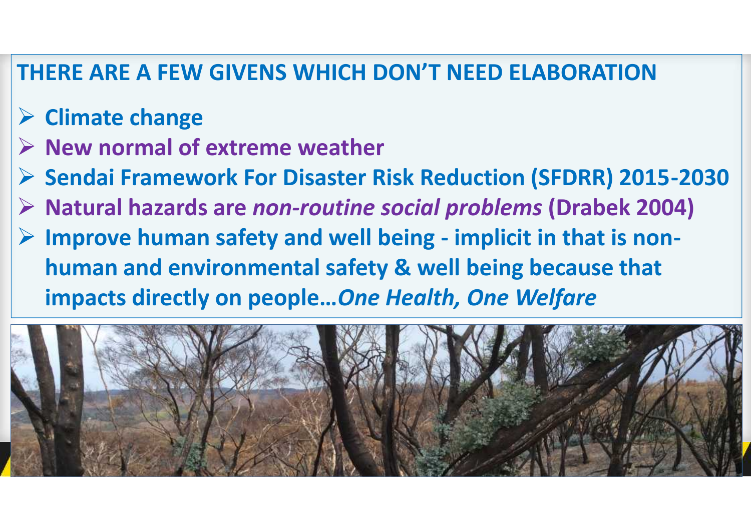## THERE ARE A FEW GIVENS WHICH DON'T NEED ELABORATION

- **Climate change**
- **New normal of extreme weather**
- **Sendai Framework For Disaster Risk Reduction (SFDRR) 2015-2030**
- **Natural hazards are *non-routine social problems* (Drabek 2004)**
- **Improve human safety and well being - implicit in that is non-human and environmental safety & well being because that impacts directly on people…*One Health, One Welfare***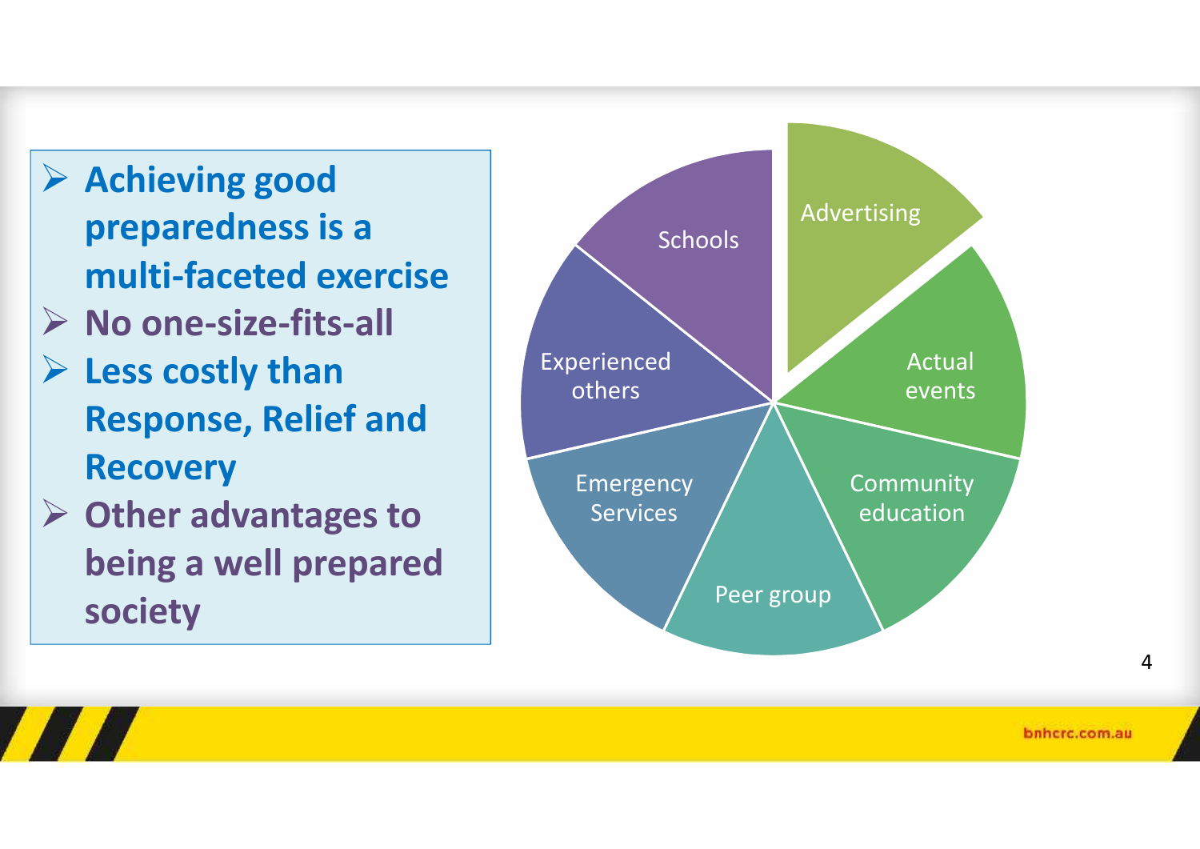- **Achieving good preparedness is a multi-faceted exercise**
- **No one-size-fits-all**
- **Less costly than Response, Relief and Recovery**
- **Other advantages to being a well prepared society**

Advertising

Actual events

Community education

Peer group

Emergency Services

Experienced others

Schools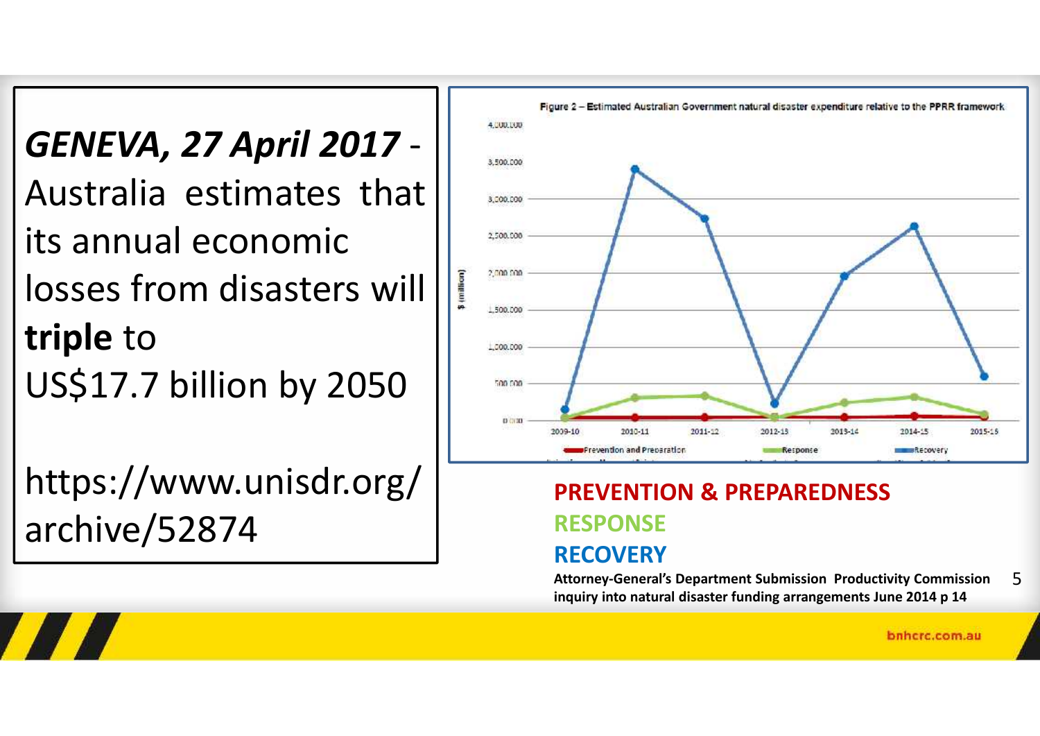***GENEVA, 27 April 2017*** - Australia estimates that its annual economic losses from disasters will **triple** to US$17.7 billion by 2050

https://www.unisdr.org/archive/52874

Figure 2 – Estimated Australian Government natural disaster expenditure relative to the PPRR framework

**PREVENTION & PREPAREDNESS**

**RESPONSE**

**RECOVERY**

**Attorney-General's Department Submission Productivity Commission inquiry into natural disaster funding arrangements June 2014 p 14**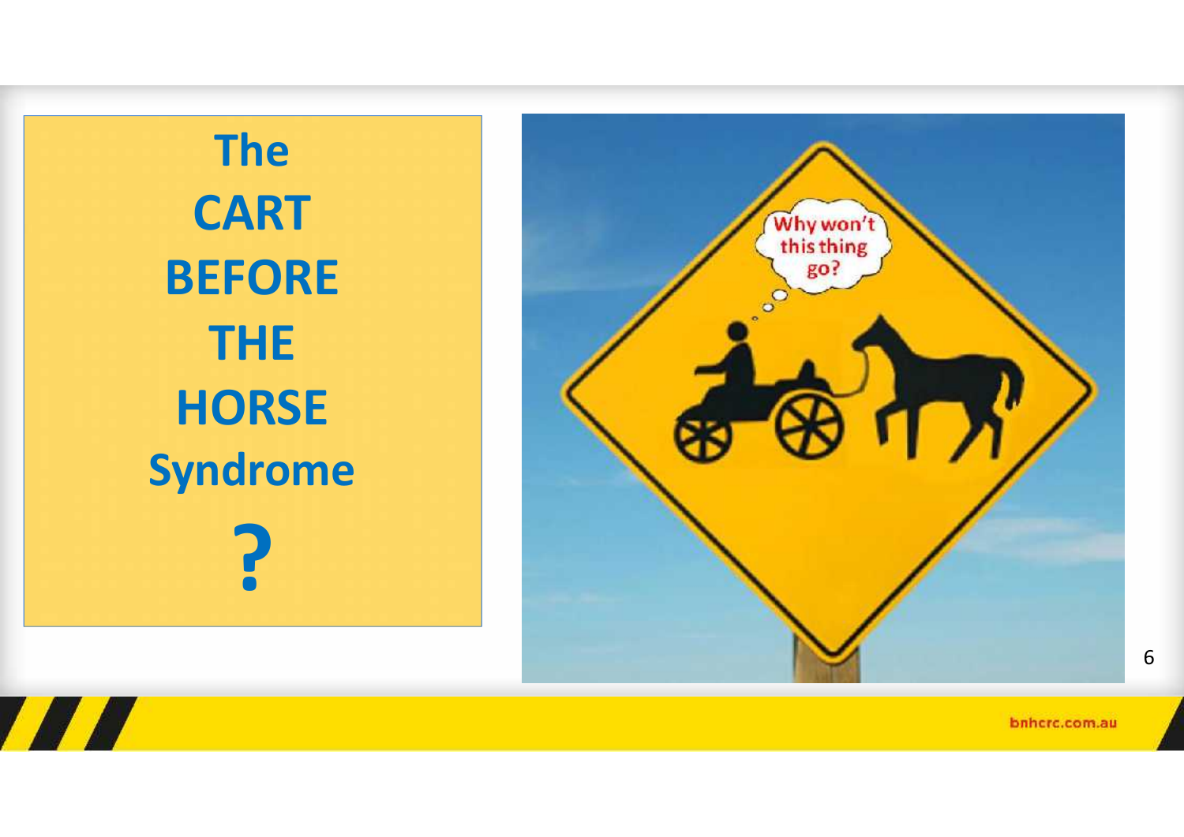# The CART BEFORE THE HORSE Syndrome ?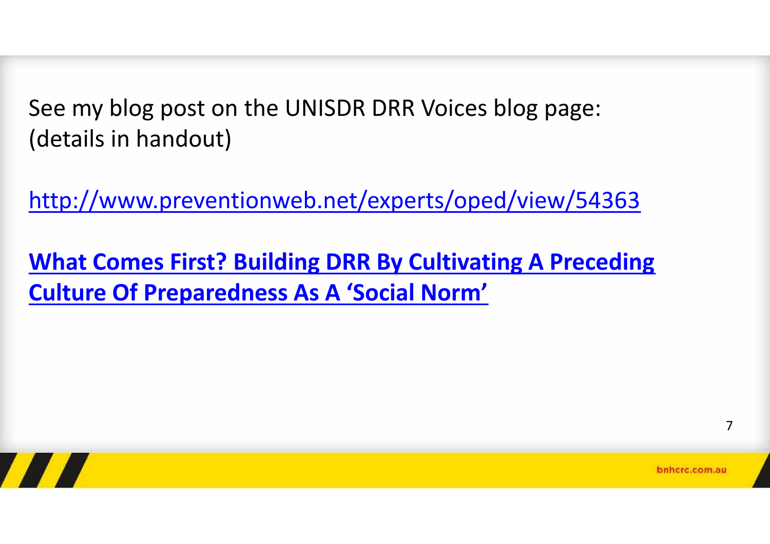See my blog post on the UNISDR DRR Voices blog page:
(details in handout)

http://www.preventionweb.net/experts/oped/view/54363

**What Comes First? Building DRR By Cultivating A Preceding Culture Of Preparedness As A 'Social Norm'**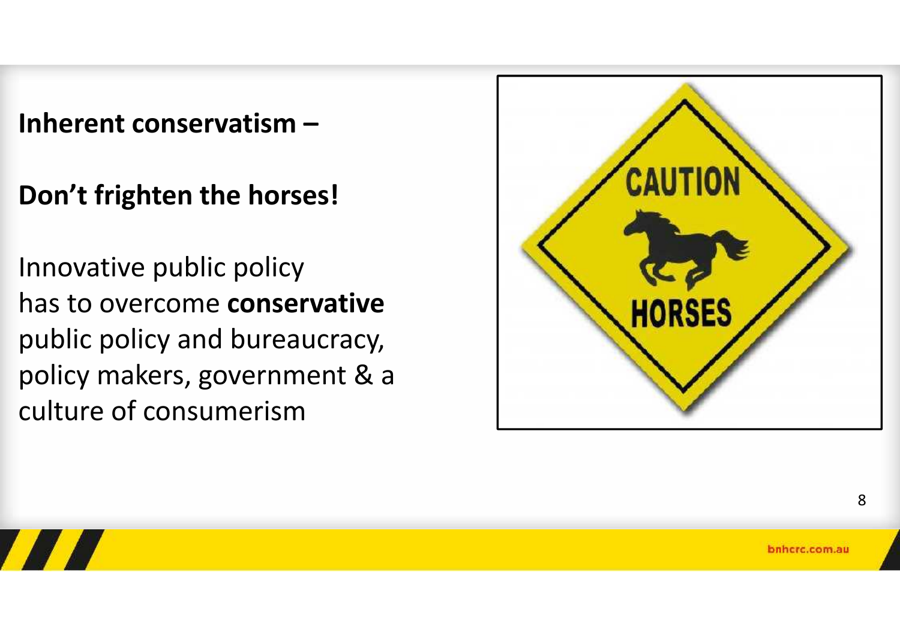**Inherent conservatism –**

**Don't frighten the horses!**

Innovative public policy has to overcome **conservative** public policy and bureaucracy, policy makers, government & a culture of consumerism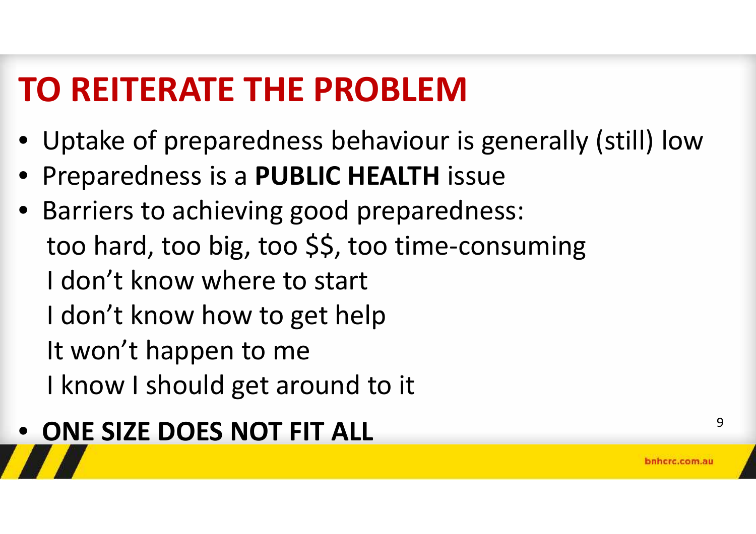# TO REITERATE THE PROBLEM

- Uptake of preparedness behaviour is generally (still) low
- Preparedness is a **PUBLIC HEALTH** issue
- Barriers to achieving good preparedness:

  too hard, too big, too $$, too time-consuming

  I don't know where to start

  I don't know how to get help

  It won't happen to me

  I know I should get around to it
- **ONE SIZE DOES NOT FIT ALL**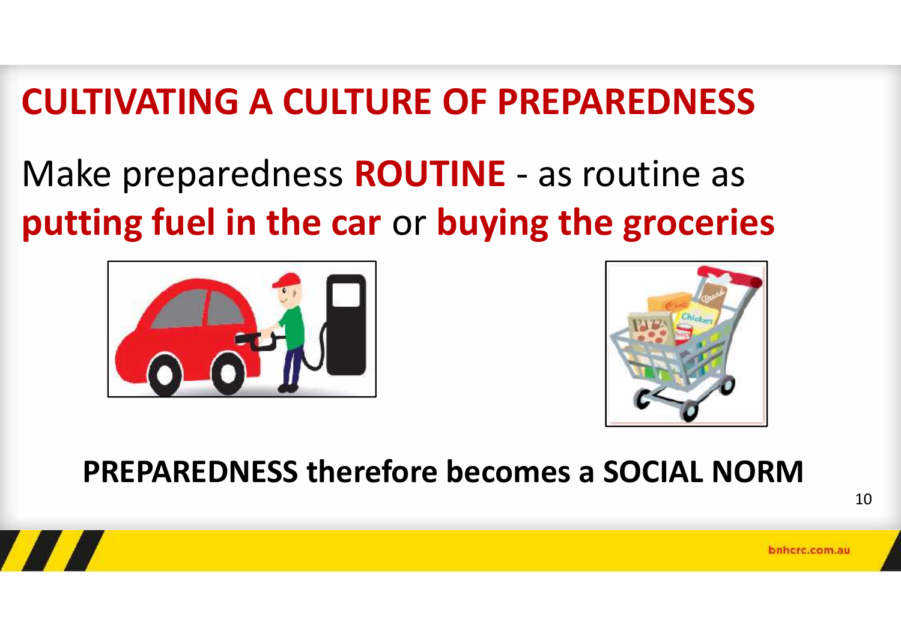# CULTIVATING A CULTURE OF PREPAREDNESS

Make preparedness **ROUTINE** - as routine as **putting fuel in the car** or **buying the groceries**

**PREPAREDNESS therefore becomes a SOCIAL NORM**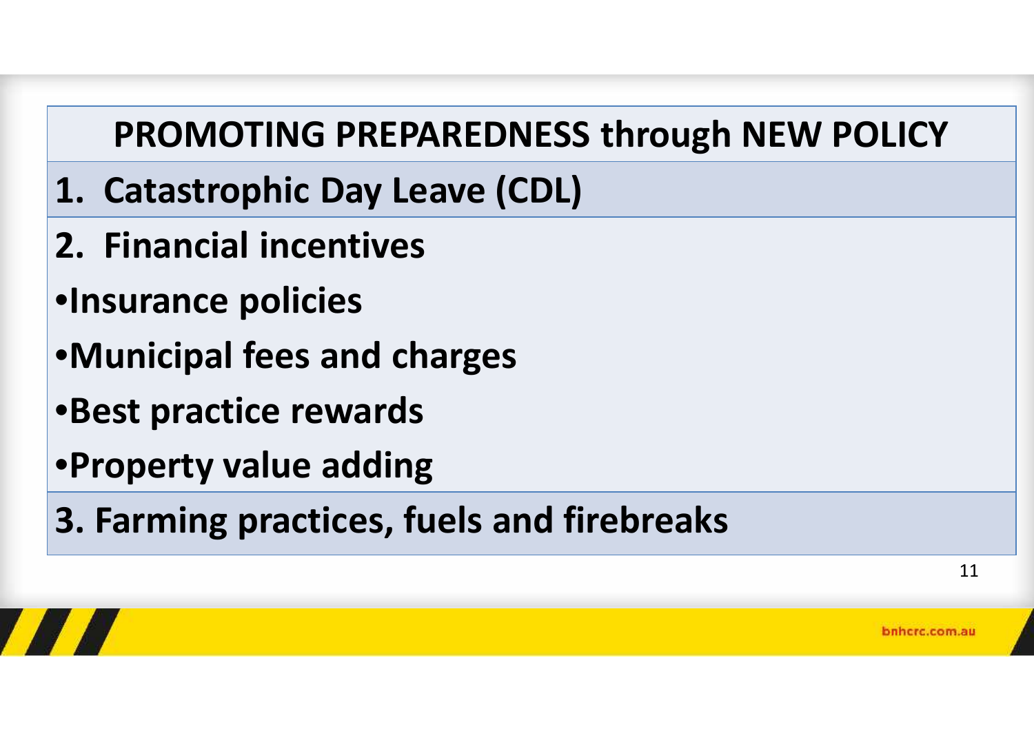## PROMOTING PREPAREDNESS through NEW POLICY

1. Catastrophic Day Leave (CDL)
2. Financial incentives

- Insurance policies
- Municipal fees and charges
- Best practice rewards
- Property value adding

3. Farming practices, fuels and firebreaks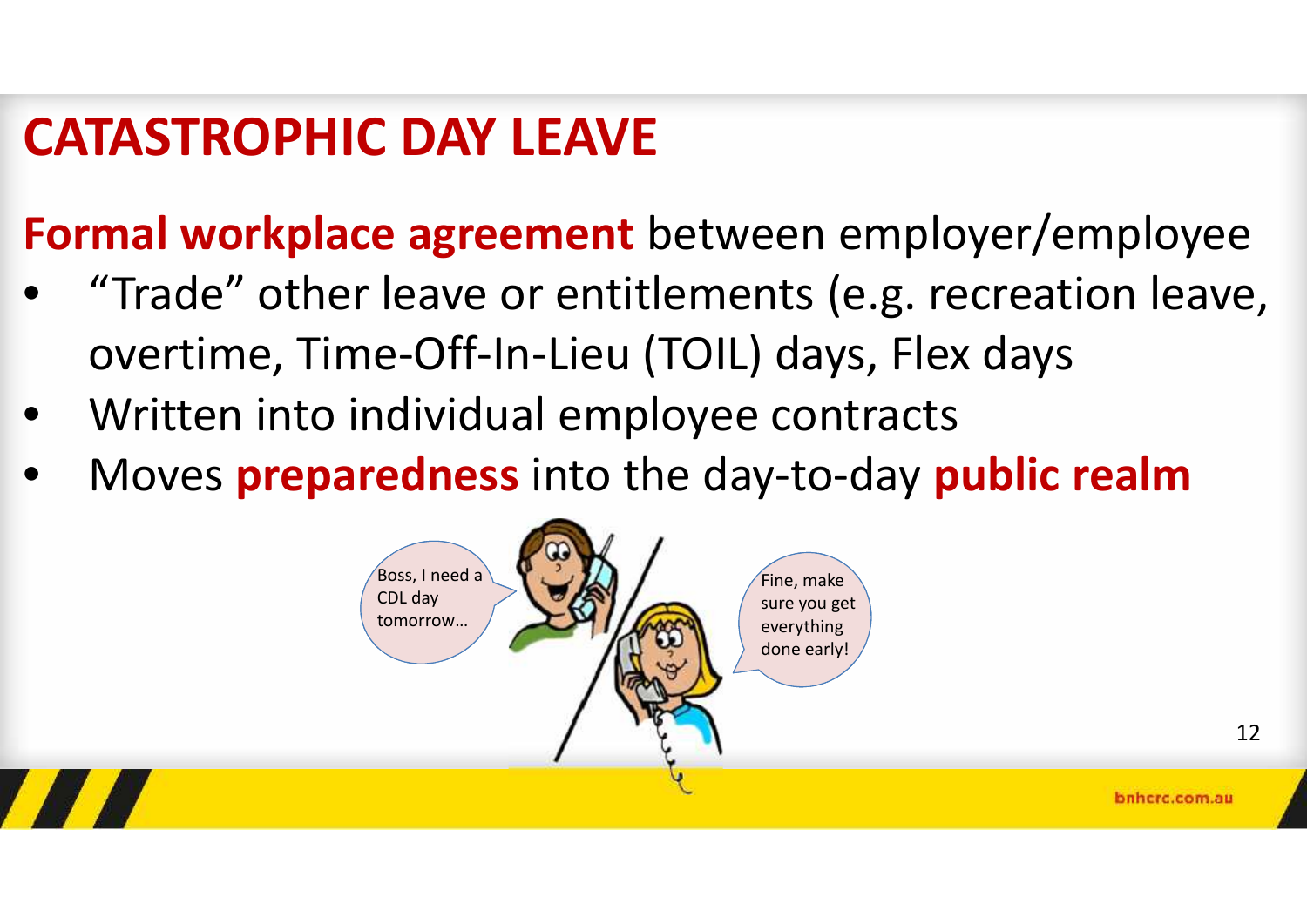# CATASTROPHIC DAY LEAVE

**Formal workplace agreement** between employer/employee

- "Trade" other leave or entitlements (e.g. recreation leave, overtime, Time-Off-In-Lieu (TOIL) days, Flex days
- Written into individual employee contracts
- Moves **preparedness** into the day-to-day **public realm**

Boss, I need a CDL day tomorrow…

Fine, make sure you get everything done early!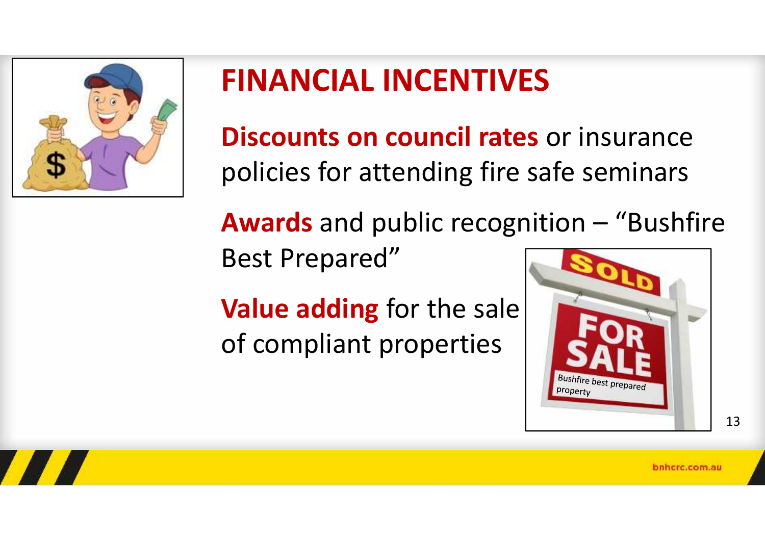# FINANCIAL INCENTIVES

**Discounts on council rates** or insurance policies for attending fire safe seminars

**Awards** and public recognition – "Bushfire Best Prepared"

**Value adding** for the sale of compliant properties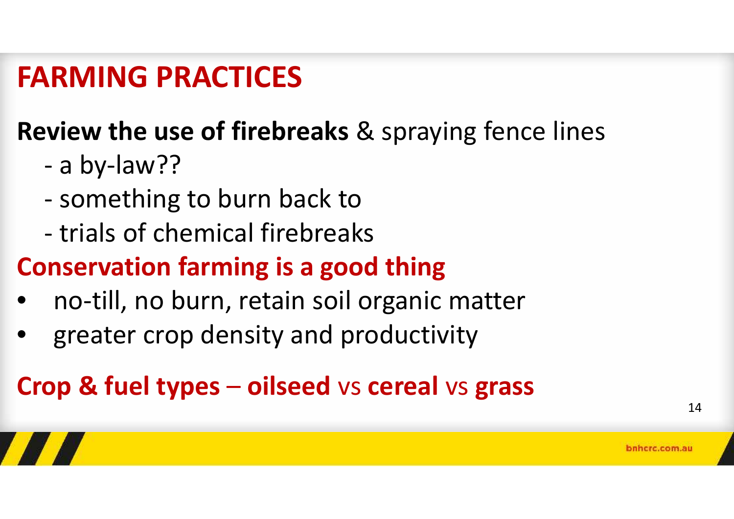# FARMING PRACTICES

**Review the use of firebreaks** & spraying fence lines

- a by-law??
- something to burn back to
- trials of chemical firebreaks

**Conservation farming is a good thing**

- no-till, no burn, retain soil organic matter
- greater crop density and productivity

**Crop & fuel types – oilseed** vs **cereal** vs **grass**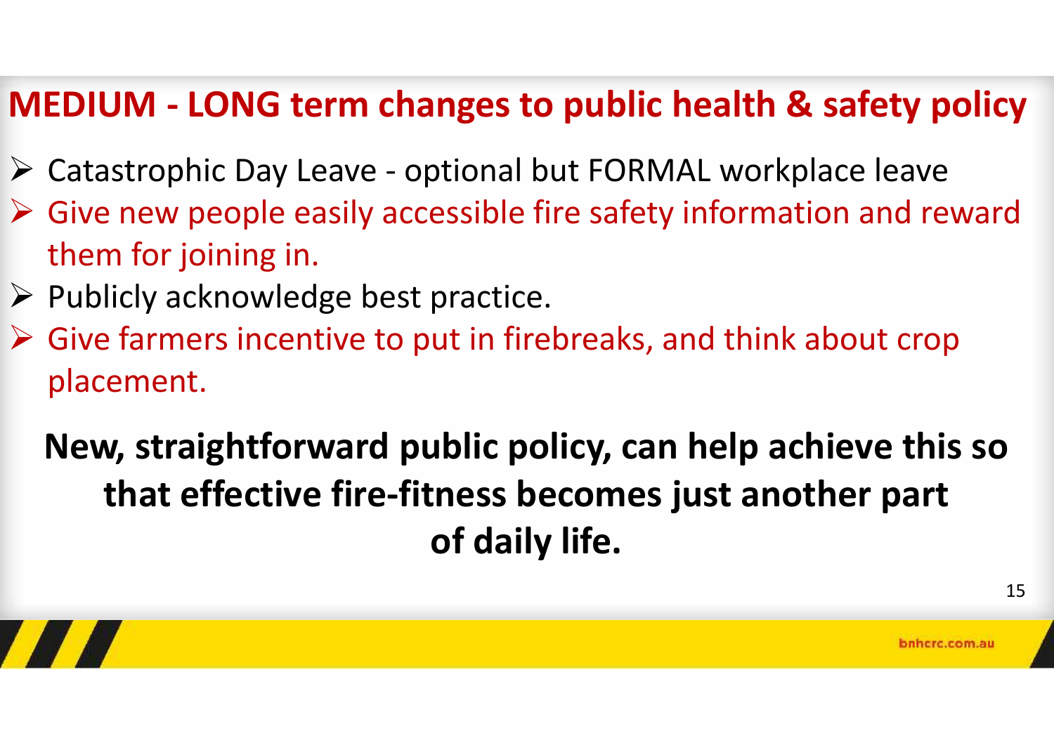# MEDIUM - LONG term changes to public health & safety policy

- Catastrophic Day Leave - optional but FORMAL workplace leave
- Give new people easily accessible fire safety information and reward them for joining in.
- Publicly acknowledge best practice.
- Give farmers incentive to put in firebreaks, and think about crop placement.

**New, straightforward public policy, can help achieve this so that effective fire-fitness becomes just another part of daily life.**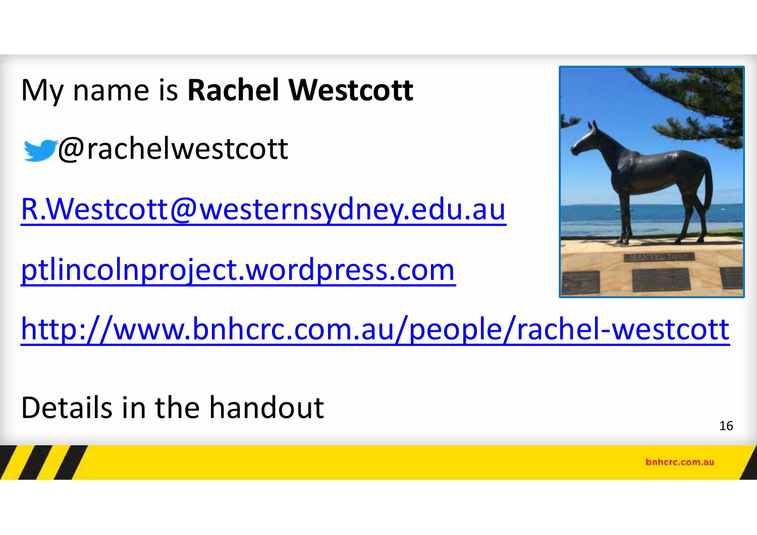My name is **Rachel Westcott**

@rachelwestcott

R.Westcott@westernsydney.edu.au

ptlincolnproject.wordpress.com

http://www.bnhcrc.com.au/people/rachel-westcott

Details in the handout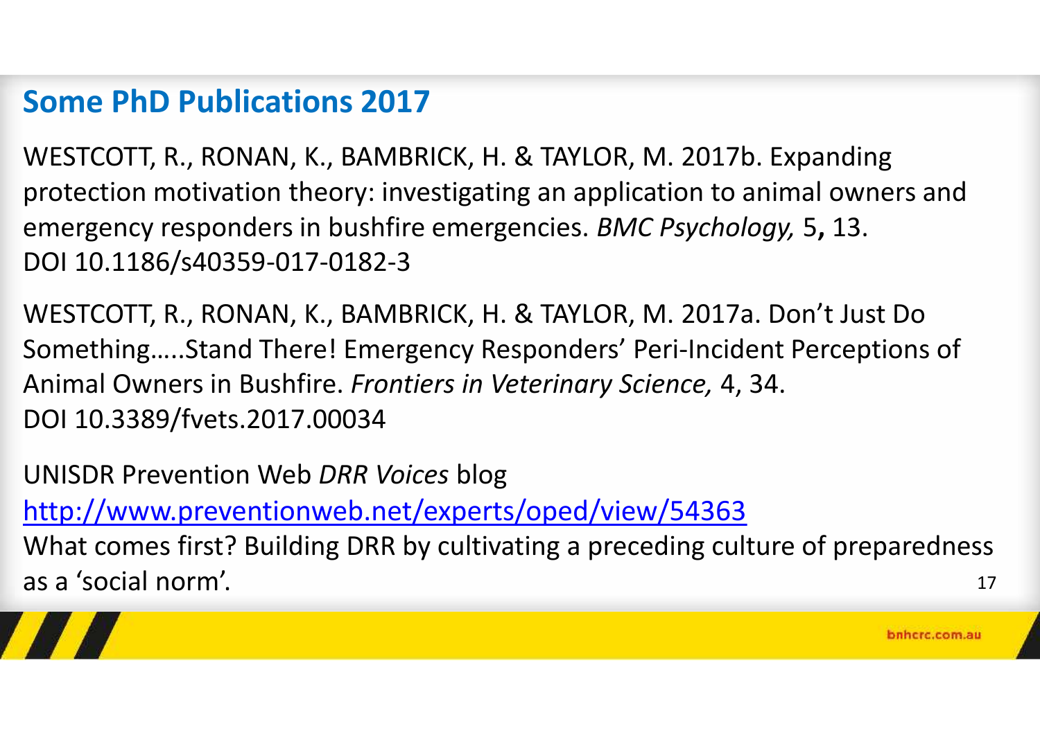## Some PhD Publications 2017

WESTCOTT, R., RONAN, K., BAMBRICK, H. & TAYLOR, M. 2017b. Expanding protection motivation theory: investigating an application to animal owners and emergency responders in bushfire emergencies. *BMC Psychology,* 5**,** 13. DOI 10.1186/s40359-017-0182-3

WESTCOTT, R., RONAN, K., BAMBRICK, H. & TAYLOR, M. 2017a. Don't Just Do Something.....Stand There! Emergency Responders' Peri-Incident Perceptions of Animal Owners in Bushfire. *Frontiers in Veterinary Science,* 4, 34. DOI 10.3389/fvets.2017.00034

UNISDR Prevention Web *DRR Voices* blog
http://www.preventionweb.net/experts/oped/view/54363
What comes first? Building DRR by cultivating a preceding culture of preparedness as a 'social norm'.